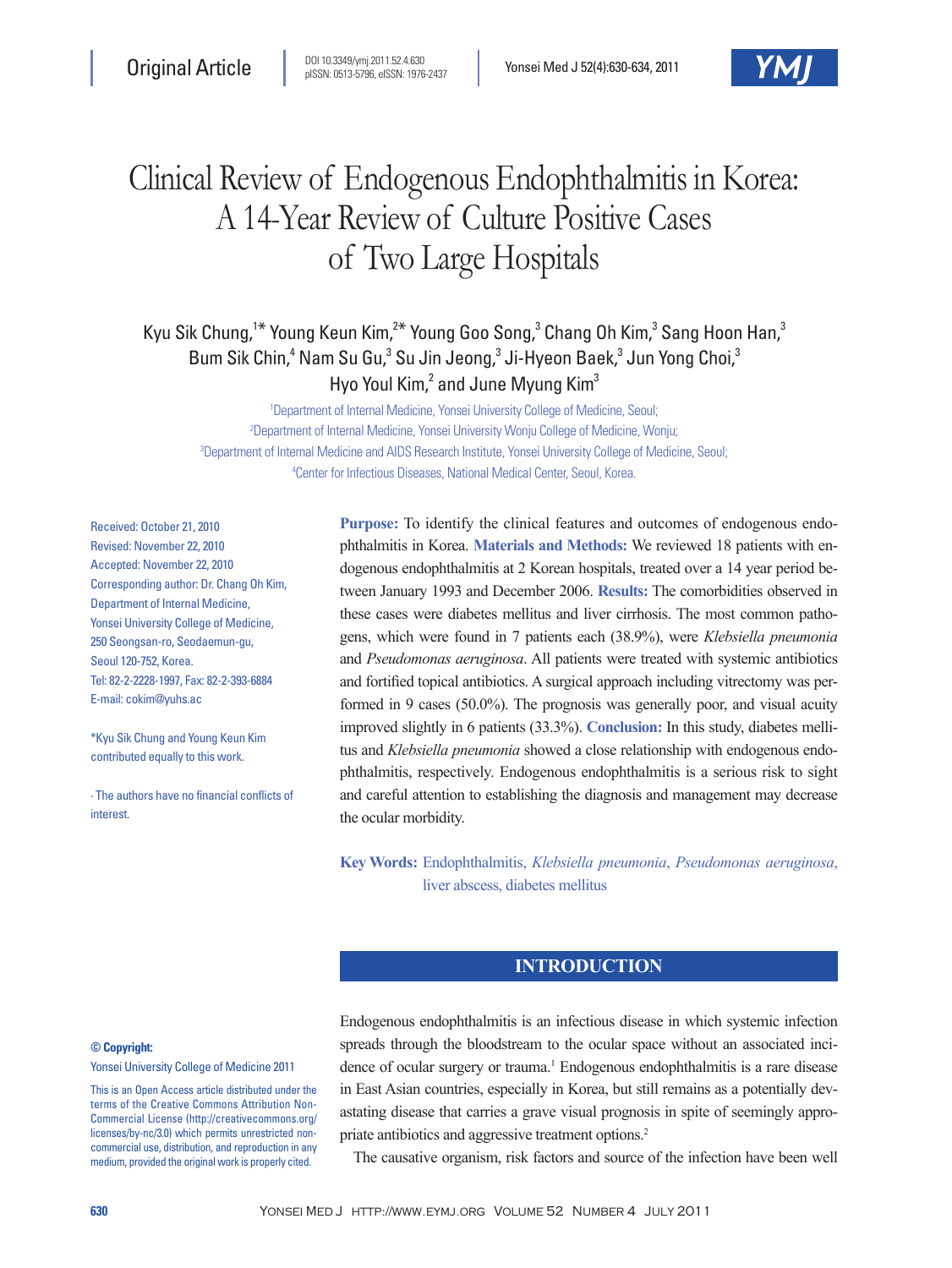Original Article

DOI 10.3349/ymj.2011.52.4.630
pISSN: 0513-5796, eISSN: 1976-2437

# Clinical Review of Endogenous Endophthalmitis in Korea: A 14-Year Review of Culture Positive Cases of Two Large Hospitals

Kyu Sik Chung,[1*] Young Keun Kim,[2*] Young Goo Song,[3] Chang Oh Kim,[3] Sang Hoon Han,[3] Bum Sik Chin,[4] Nam Su Gu,[3] Su Jin Jeong,[3] Ji-Hyeon Baek,[3] Jun Yong Choi,[3] Hyo Youl Kim,[2] and June Myung Kim[3]

[1]Department of Internal Medicine, Yonsei University College of Medicine, Seoul;
[2]Department of Internal Medicine, Yonsei University Wonju College of Medicine, Wonju;
[3]Department of Internal Medicine and AIDS Research Institute, Yonsei University College of Medicine, Seoul;
[4]Center for Infectious Diseases, National Medical Center, Seoul, Korea.

Received: October 21, 2010
Revised: November 22, 2010
Accepted: November 22, 2010
Corresponding author: Dr. Chang Oh Kim, Department of Internal Medicine, Yonsei University College of Medicine, 250 Seongsan-ro, Seodaemun-gu, Seoul 120-752, Korea.
Tel: 82-2-2228-1997, Fax: 82-2-393-6884
E-mail: cokim@yuhs.ac

*Kyu Sik Chung and Young Keun Kim contributed equally to this work.

∙ The authors have no financial conflicts of interest.

**Purpose:** To identify the clinical features and outcomes of endogenous endophthalmitis in Korea. **Materials and Methods:** We reviewed 18 patients with endogenous endophthalmitis at 2 Korean hospitals, treated over a 14 year period between January 1993 and December 2006. **Results:** The comorbidities observed in these cases were diabetes mellitus and liver cirrhosis. The most common pathogens, which were found in 7 patients each (38.9%), were *Klebsiella pneumonia* and *Pseudomonas aeruginosa*. All patients were treated with systemic antibiotics and fortified topical antibiotics. A surgical approach including vitrectomy was performed in 9 cases (50.0%). The prognosis was generally poor, and visual acuity improved slightly in 6 patients (33.3%). **Conclusion:** In this study, diabetes mellitus and *Klebsiella pneumonia* showed a close relationship with endogenous endophthalmitis, respectively. Endogenous endophthalmitis is a serious risk to sight and careful attention to establishing the diagnosis and management may decrease the ocular morbidity.

**Key Words:** Endophthalmitis, *Klebsiella pneumonia*, *Pseudomonas aeruginosa*, liver abscess, diabetes mellitus

## INTRODUCTION

Endogenous endophthalmitis is an infectious disease in which systemic infection spreads through the bloodstream to the ocular space without an associated incidence of ocular surgery or trauma.[1] Endogenous endophthalmitis is a rare disease in East Asian countries, especially in Korea, but still remains as a potentially devastating disease that carries a grave visual prognosis in spite of seemingly appropriate antibiotics and aggressive treatment options.[2]

The causative organism, risk factors and source of the infection have been well

**© Copyright:**
Yonsei University College of Medicine 2011

This is an Open Access article distributed under the terms of the Creative Commons Attribution Non-Commercial License (http://creativecommons.org/licenses/by-nc/3.0) which permits unrestricted non-commercial use, distribution, and reproduction in any medium, provided the original work is properly cited.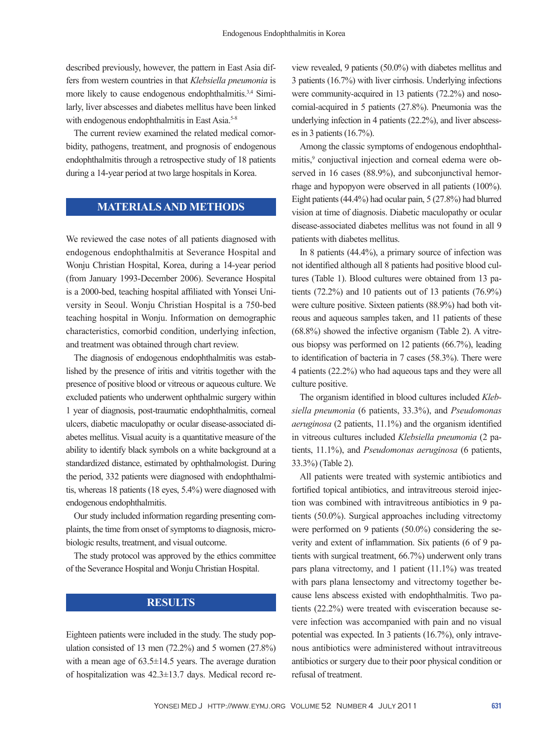described previously, however, the pattern in East Asia differs from western countries in that *Klebsiella pneumonia* is more likely to cause endogenous endophthalmitis.[3,4] Similarly, liver abscesses and diabetes mellitus have been linked with endogenous endophthalmitis in East Asia.[5-8]

The current review examined the related medical comorbidity, pathogens, treatment, and prognosis of endogenous endophthalmitis through a retrospective study of 18 patients during a 14-year period at two large hospitals in Korea.

## MATERIALS AND METHODS

We reviewed the case notes of all patients diagnosed with endogenous endophthalmitis at Severance Hospital and Wonju Christian Hospital, Korea, during a 14-year period (from January 1993-December 2006). Severance Hospital is a 2000-bed, teaching hospital affiliated with Yonsei University in Seoul. Wonju Christian Hospital is a 750-bed teaching hospital in Wonju. Information on demographic characteristics, comorbid condition, underlying infection, and treatment was obtained through chart review.

The diagnosis of endogenous endophthalmitis was established by the presence of iritis and vitritis together with the presence of positive blood or vitreous or aqueous culture. We excluded patients who underwent ophthalmic surgery within 1 year of diagnosis, post-traumatic endophthalmitis, corneal ulcers, diabetic maculopathy or ocular disease-associated diabetes mellitus. Visual acuity is a quantitative measure of the ability to identify black symbols on a white background at a standardized distance, estimated by ophthalmologist. During the period, 332 patients were diagnosed with endophthalmitis, whereas 18 patients (18 eyes, 5.4%) were diagnosed with endogenous endophthalmitis.

Our study included information regarding presenting complaints, the time from onset of symptoms to diagnosis, microbiologic results, treatment, and visual outcome.

The study protocol was approved by the ethics committee of the Severance Hospital and Wonju Christian Hospital.

## RESULTS

Eighteen patients were included in the study. The study population consisted of 13 men (72.2%) and 5 women (27.8%) with a mean age of 63.5±14.5 years. The average duration of hospitalization was 42.3±13.7 days. Medical record review revealed, 9 patients (50.0%) with diabetes mellitus and 3 patients (16.7%) with liver cirrhosis. Underlying infections were community-acquired in 13 patients (72.2%) and nosocomial-acquired in 5 patients (27.8%). Pneumonia was the underlying infection in 4 patients (22.2%), and liver abscesses in 3 patients (16.7%).

Among the classic symptoms of endogenous endophthalmitis,[9] conjuctival injection and corneal edema were observed in 16 cases (88.9%), and subconjunctival hemorrhage and hypopyon were observed in all patients (100%). Eight patients (44.4%) had ocular pain, 5 (27.8%) had blurred vision at time of diagnosis. Diabetic maculopathy or ocular disease-associated diabetes mellitus was not found in all 9 patients with diabetes mellitus.

In 8 patients (44.4%), a primary source of infection was not identified although all 8 patients had positive blood cultures (Table 1). Blood cultures were obtained from 13 patients (72.2%) and 10 patients out of 13 patients (76.9%) were culture positive. Sixteen patients (88.9%) had both vitreous and aqueous samples taken, and 11 patients of these (68.8%) showed the infective organism (Table 2). A vitreous biopsy was performed on 12 patients (66.7%), leading to identification of bacteria in 7 cases (58.3%). There were 4 patients (22.2%) who had aqueous taps and they were all culture positive.

The organism identified in blood cultures included *Klebsiella pneumonia* (6 patients, 33.3%), and *Pseudomonas aeruginosa* (2 patients, 11.1%) and the organism identified in vitreous cultures included *Klebsiella pneumonia* (2 patients, 11.1%), and *Pseudomonas aeruginosa* (6 patients, 33.3%) (Table 2).

All patients were treated with systemic antibiotics and fortified topical antibiotics, and intravitreous steroid injection was combined with intravitreous antibiotics in 9 patients (50.0%). Surgical approaches including vitrectomy were performed on 9 patients (50.0%) considering the severity and extent of inflammation. Six patients (6 of 9 patients with surgical treatment, 66.7%) underwent only trans pars plana vitrectomy, and 1 patient (11.1%) was treated with pars plana lensectomy and vitrectomy together because lens abscess existed with endophthalmitis. Two patients (22.2%) were treated with evisceration because severe infection was accompanied with pain and no visual potential was expected. In 3 patients (16.7%), only intravenous antibiotics were administered without intravitreous antibiotics or surgery due to their poor physical condition or refusal of treatment.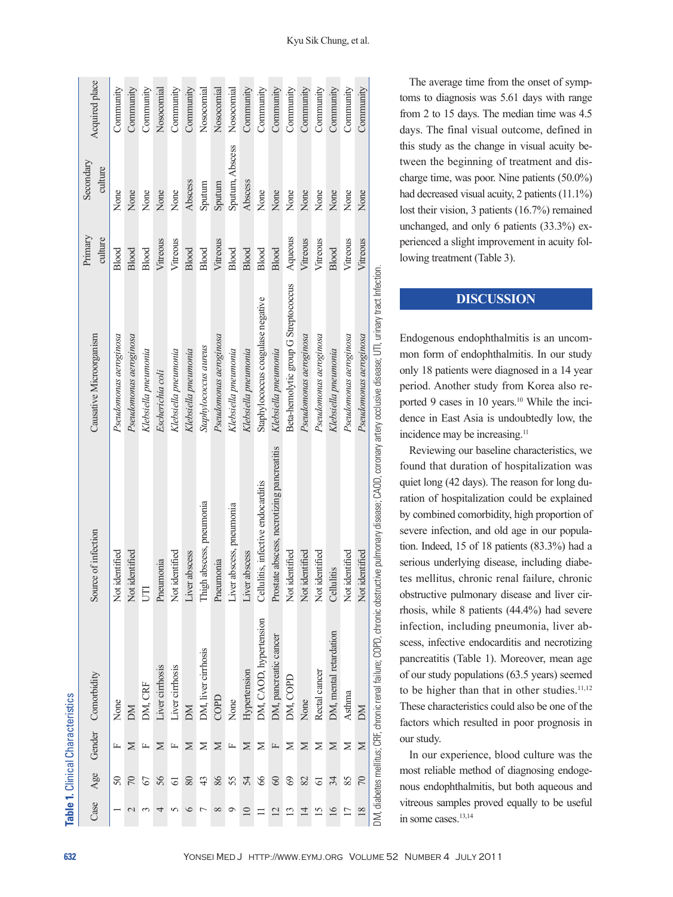**Table 1.** Clinical Characteristics

| Case | Age | Gender | Comorbidity | Source of infection | Causative Microorganism | Primary culture | Secondary culture | Acquired place |
|---|---|---|---|---|---|---|---|---|
| 1 | 50 | F | None | Not identified | *Pseudomonas aeroginosa* | Blood | None | Community |
| 2 | 70 | M | DM | Not identified | *Pseudomonas aeroginosa* | Blood | None | Community |
| 3 | 67 | F | DM, CRF | UTI | *Klebsiella pneumonia* | Blood | None | Community |
| 4 | 56 | M | Liver cirrhosis | Pneumonia | *Escherichia coli* | Vitreous | None | Nosocomial |
| 5 | 61 | F | Liver cirrhosis | Not identified | *Klebsiella pneumonia* | Vitreous | None | Community |
| 6 | 80 | M | DM | Liver abscess | *Klebsiella pneumonia* | Blood | Abscess | Community |
| 7 | 43 | M | DM, liver cirrhosis | Thigh abscess, pneumonia | *Staphylococcus aureus* | Blood | Sputum | Nosocomial |
| 8 | 86 | M | COPD | Pneumonia | *Pseudomonas aeroginosa* | Vitreous | Sputum | Nosocomial |
| 9 | 55 | F | None | Liver abscess, pneumonia | *Klebsiella pneumonia* | Blood | Sputum, Abscess | Nosocomial |
| 10 | 54 | M | Hypertension | Liver abscess | *Klebsiella pneumonia* | Blood | Abscess | Community |
| 11 | 66 | M | DM, CAOD, hypertension | Cellulitis, infective endocarditis | Staphylococcus coagulase negative | Blood | None | Community |
| 12 | 60 | F | DM, pancreatic cancer | Prostate abscess, necrotizing pancreatitis | *Klebsiella pneumonia* | Blood | None | Community |
| 13 | 69 | M | DM, COPD | Not identified | Beta-hemolytic group G Streptococcus | Aqueous | None | Community |
| 14 | 82 | M | None | Not identified | *Pseudomonas aeroginosa* | Vitreous | None | Community |
| 15 | 61 | M | Rectal cancer | Not identified | *Pseudomonas aeroginosa* | Vitreous | None | Community |
| 16 | 34 | M | DM, mental retardation | Cellulitis | *Klebsiella pneumonia* | Blood | None | Community |
| 17 | 85 | M | Asthma | Not identified | *Pseudomonas aeroginosa* | Vitreous | None | Community |
| 18 | 70 | M | DM | Not identified | *Pseudomonas aeroginosa* | Vitreous | None | Community |

DM, diabetes mellitus; CRF, chronic renal failure; COPD, chronic obstructive pulmonary disease; CAOD, coronary artery occlusive disease; UTI, urinary tract infection.

The average time from the onset of symptoms to diagnosis was 5.61 days with range from 2 to 15 days. The median time was 4.5 days. The final visual outcome, defined in this study as the change in visual acuity between the beginning of treatment and discharge time, was poor. Nine patients (50.0%) had decreased visual acuity, 2 patients (11.1%) lost their vision, 3 patients (16.7%) remained unchanged, and only 6 patients (33.3%) experienced a slight improvement in acuity following treatment (Table 3).

## DISCUSSION

Endogenous endophthalmitis is an uncommon form of endophthalmitis. In our study only 18 patients were diagnosed in a 14 year period. Another study from Korea also reported 9 cases in 10 years.[10] While the incidence in East Asia is undoubtedly low, the incidence may be increasing.[11]

Reviewing our baseline characteristics, we found that duration of hospitalization was quiet long (42 days). The reason for long duration of hospitalization could be explained by combined comorbidity, high proportion of severe infection, and old age in our population. Indeed, 15 of 18 patients (83.3%) had a serious underlying disease, including diabetes mellitus, chronic renal failure, chronic obstructive pulmonary disease and liver cirrhosis, while 8 patients (44.4%) had severe infection, including pneumonia, liver abscess, infective endocarditis and necrotizing pancreatitis (Table 1). Moreover, mean age of our study populations (63.5 years) seemed to be higher than that in other studies.[11,12] These characteristics could also be one of the factors which resulted in poor prognosis in our study.

In our experience, blood culture was the most reliable method of diagnosing endogenous endophthalmitis, but both aqueous and vitreous samples proved equally to be useful in some cases.[13,14]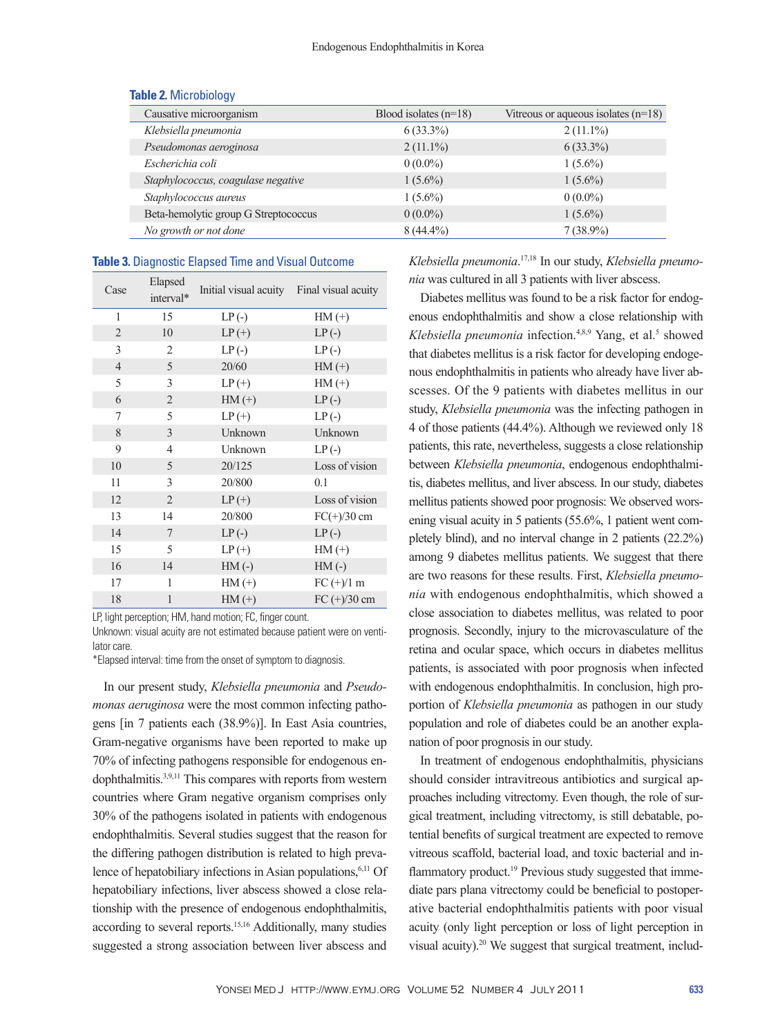**Table 2.** Microbiology

| Causative microorganism | Blood isolates (n=18) | Vitreous or aqueous isolates (n=18) |
|---|---|---|
| *Klebsiella pneumonia* | 6 (33.3%) | 2 (11.1%) |
| *Pseudomonas aeroginosa* | 2 (11.1%) | 6 (33.3%) |
| *Escherichia coli* | 0 (0.0%) | 1 (5.6%) |
| *Staphylococcus, coagulase negative* | 1 (5.6%) | 1 (5.6%) |
| *Staphylococcus aureus* | 1 (5.6%) | 0 (0.0%) |
| Beta-hemolytic group G Streptococcus | 0 (0.0%) | 1 (5.6%) |
| *No growth or not done* | 8 (44.4%) | 7 (38.9%) |

**Table 3.** Diagnostic Elapsed Time and Visual Outcome

| Case | Elapsed interval* | Initial visual acuity | Final visual acuity |
|---|---|---|---|
| 1 | 15 | LP (-) | HM (+) |
| 2 | 10 | LP (+) | LP (-) |
| 3 | 2 | LP (-) | LP (-) |
| 4 | 5 | 20/60 | HM (+) |
| 5 | 3 | LP (+) | HM (+) |
| 6 | 2 | HM (+) | LP (-) |
| 7 | 5 | LP (+) | LP (-) |
| 8 | 3 | Unknown | Unknown |
| 9 | 4 | Unknown | LP (-) |
| 10 | 5 | 20/125 | Loss of vision |
| 11 | 3 | 20/800 | 0.1 |
| 12 | 2 | LP (+) | Loss of vision |
| 13 | 14 | 20/800 | FC(+)/30 cm |
| 14 | 7 | LP (-) | LP (-) |
| 15 | 5 | LP (+) | HM (+) |
| 16 | 14 | HM (-) | HM (-) |
| 17 | 1 | HM (+) | FC (+)/1 m |
| 18 | 1 | HM (+) | FC (+)/30 cm |

LP, light perception; HM, hand motion; FC, finger count.
Unknown: visual acuity are not estimated because patient were on ventilator care.
*Elapsed interval: time from the onset of symptom to diagnosis.

In our present study, *Klebsiella pneumonia* and *Pseudomonas aeruginosa* were the most common infecting pathogens [in 7 patients each (38.9%)]. In East Asia countries, Gram-negative organisms have been reported to make up 70% of infecting pathogens responsible for endogenous endophthalmitis.[3,9,11] This compares with reports from western countries where Gram negative organism comprises only 30% of the pathogens isolated in patients with endogenous endophthalmitis. Several studies suggest that the reason for the differing pathogen distribution is related to high prevalence of hepatobiliary infections in Asian populations,[6,11] Of hepatobiliary infections, liver abscess showed a close relationship with the presence of endogenous endophthalmitis, according to several reports.[15,16] Additionally, many studies suggested a strong association between liver abscess and *Klebsiella pneumonia*.[17,18] In our study, *Klebsiella pneumonia* was cultured in all 3 patients with liver abscess.

Diabetes mellitus was found to be a risk factor for endogenous endophthalmitis and show a close relationship with *Klebsiella pneumonia* infection.[4,8,9] Yang, et al.[5] showed that diabetes mellitus is a risk factor for developing endogenous endophthalmitis in patients who already have liver abscesses. Of the 9 patients with diabetes mellitus in our study, *Klebsiella pneumonia* was the infecting pathogen in 4 of those patients (44.4%). Although we reviewed only 18 patients, this rate, nevertheless, suggests a close relationship between *Klebsiella pneumonia*, endogenous endophthalmitis, diabetes mellitus, and liver abscess. In our study, diabetes mellitus patients showed poor prognosis: We observed worsening visual acuity in 5 patients (55.6%, 1 patient went completely blind), and no interval change in 2 patients (22.2%) among 9 diabetes mellitus patients. We suggest that there are two reasons for these results. First, *Klebsiella pneumonia* with endogenous endophthalmitis, which showed a close association to diabetes mellitus, was related to poor prognosis. Secondly, injury to the microvasculature of the retina and ocular space, which occurs in diabetes mellitus patients, is associated with poor prognosis when infected with endogenous endophthalmitis. In conclusion, high proportion of *Klebsiella pneumonia* as pathogen in our study population and role of diabetes could be an another explanation of poor prognosis in our study.

In treatment of endogenous endophthalmitis, physicians should consider intravitreous antibiotics and surgical approaches including vitrectomy. Even though, the role of surgical treatment, including vitrectomy, is still debatable, potential benefits of surgical treatment are expected to remove vitreous scaffold, bacterial load, and toxic bacterial and inflammatory product.[19] Previous study suggested that immediate pars plana vitrectomy could be beneficial to postoperative bacterial endophthalmitis patients with poor visual acuity (only light perception or loss of light perception in visual acuity).[20] We suggest that surgical treatment, includ-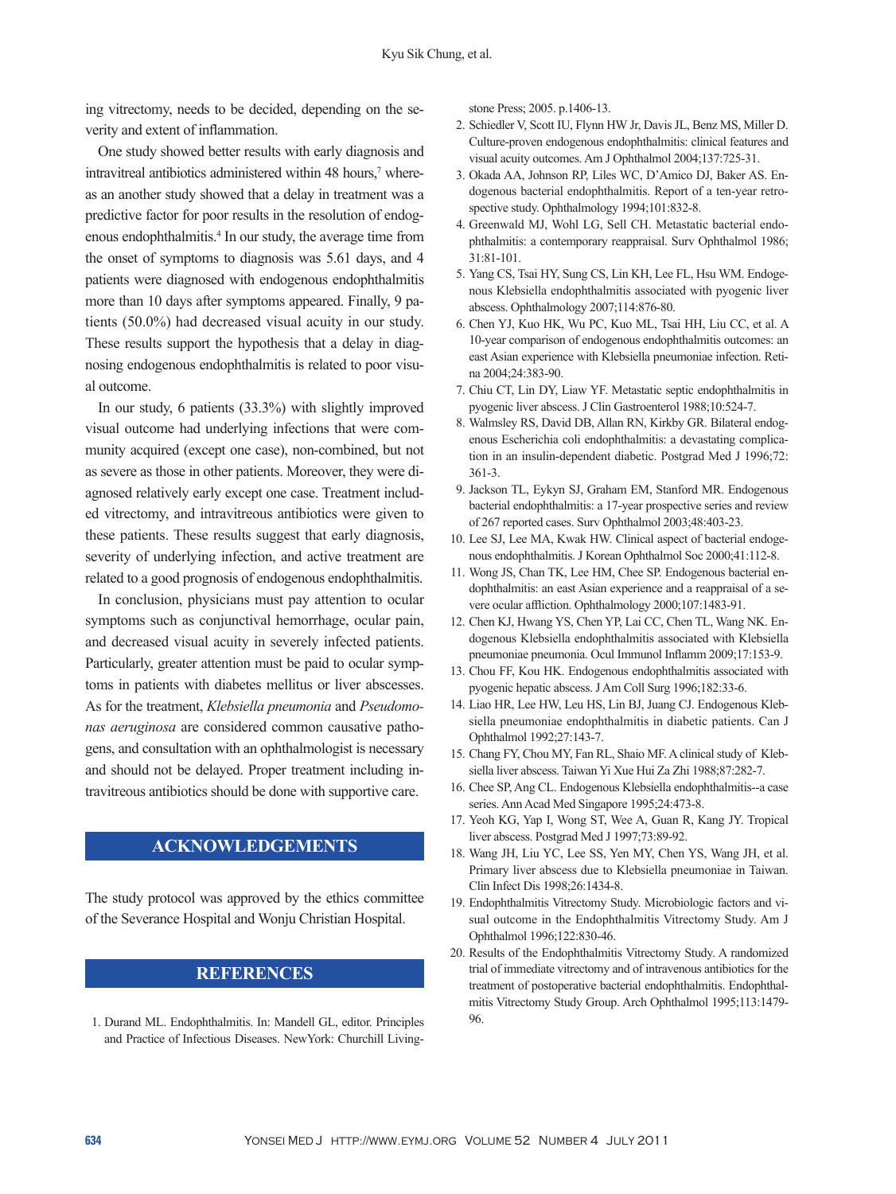ing vitrectomy, needs to be decided, depending on the severity and extent of inflammation.

One study showed better results with early diagnosis and intravitreal antibiotics administered within 48 hours,[7] whereas an another study showed that a delay in treatment was a predictive factor for poor results in the resolution of endogenous endophthalmitis.[4] In our study, the average time from the onset of symptoms to diagnosis was 5.61 days, and 4 patients were diagnosed with endogenous endophthalmitis more than 10 days after symptoms appeared. Finally, 9 patients (50.0%) had decreased visual acuity in our study. These results support the hypothesis that a delay in diagnosing endogenous endophthalmitis is related to poor visual outcome.

In our study, 6 patients (33.3%) with slightly improved visual outcome had underlying infections that were community acquired (except one case), non-combined, but not as severe as those in other patients. Moreover, they were diagnosed relatively early except one case. Treatment included vitrectomy, and intravitreous antibiotics were given to these patients. These results suggest that early diagnosis, severity of underlying infection, and active treatment are related to a good prognosis of endogenous endophthalmitis.

In conclusion, physicians must pay attention to ocular symptoms such as conjunctival hemorrhage, ocular pain, and decreased visual acuity in severely infected patients. Particularly, greater attention must be paid to ocular symptoms in patients with diabetes mellitus or liver abscesses. As for the treatment, *Klebsiella pneumonia* and *Pseudomonas aeruginosa* are considered common causative pathogens, and consultation with an ophthalmologist is necessary and should not be delayed. Proper treatment including intravitreous antibiotics should be done with supportive care.

## ACKNOWLEDGEMENTS

The study protocol was approved by the ethics committee of the Severance Hospital and Wonju Christian Hospital.

## REFERENCES

1. Durand ML. Endophthalmitis. In: Mandell GL, editor. Principles and Practice of Infectious Diseases. NewYork: Churchill Livingstone Press; 2005. p.1406-13.
2. Schiedler V, Scott IU, Flynn HW Jr, Davis JL, Benz MS, Miller D. Culture-proven endogenous endophthalmitis: clinical features and visual acuity outcomes. Am J Ophthalmol 2004;137:725-31.
3. Okada AA, Johnson RP, Liles WC, D'Amico DJ, Baker AS. Endogenous bacterial endophthalmitis. Report of a ten-year retrospective study. Ophthalmology 1994;101:832-8.
4. Greenwald MJ, Wohl LG, Sell CH. Metastatic bacterial endophthalmitis: a contemporary reappraisal. Surv Ophthalmol 1986;31:81-101.
5. Yang CS, Tsai HY, Sung CS, Lin KH, Lee FL, Hsu WM. Endogenous Klebsiella endophthalmitis associated with pyogenic liver abscess. Ophthalmology 2007;114:876-80.
6. Chen YJ, Kuo HK, Wu PC, Kuo ML, Tsai HH, Liu CC, et al. A 10-year comparison of endogenous endophthalmitis outcomes: an east Asian experience with Klebsiella pneumoniae infection. Retina 2004;24:383-90.
7. Chiu CT, Lin DY, Liaw YF. Metastatic septic endophthalmitis in pyogenic liver abscess. J Clin Gastroenterol 1988;10:524-7.
8. Walmsley RS, David DB, Allan RN, Kirkby GR. Bilateral endogenous Escherichia coli endophthalmitis: a devastating complication in an insulin-dependent diabetic. Postgrad Med J 1996;72:361-3.
9. Jackson TL, Eykyn SJ, Graham EM, Stanford MR. Endogenous bacterial endophthalmitis: a 17-year prospective series and review of 267 reported cases. Surv Ophthalmol 2003;48:403-23.
10. Lee SJ, Lee MA, Kwak HW. Clinical aspect of bacterial endogenous endophthalmitis. J Korean Ophthalmol Soc 2000;41:112-8.
11. Wong JS, Chan TK, Lee HM, Chee SP. Endogenous bacterial endophthalmitis: an east Asian experience and a reappraisal of a severe ocular affliction. Ophthalmology 2000;107:1483-91.
12. Chen KJ, Hwang YS, Chen YP, Lai CC, Chen TL, Wang NK. Endogenous Klebsiella endophthalmitis associated with Klebsiella pneumoniae pneumonia. Ocul Immunol Inflamm 2009;17:153-9.
13. Chou FF, Kou HK. Endogenous endophthalmitis associated with pyogenic hepatic abscess. J Am Coll Surg 1996;182:33-6.
14. Liao HR, Lee HW, Leu HS, Lin BJ, Juang CJ. Endogenous Klebsiella pneumoniae endophthalmitis in diabetic patients. Can J Ophthalmol 1992;27:143-7.
15. Chang FY, Chou MY, Fan RL, Shaio MF. A clinical study of Klebsiella liver abscess. Taiwan Yi Xue Hui Za Zhi 1988;87:282-7.
16. Chee SP, Ang CL. Endogenous Klebsiella endophthalmitis--a case series. Ann Acad Med Singapore 1995;24:473-8.
17. Yeoh KG, Yap I, Wong ST, Wee A, Guan R, Kang JY. Tropical liver abscess. Postgrad Med J 1997;73:89-92.
18. Wang JH, Liu YC, Lee SS, Yen MY, Chen YS, Wang JH, et al. Primary liver abscess due to Klebsiella pneumoniae in Taiwan. Clin Infect Dis 1998;26:1434-8.
19. Endophthalmitis Vitrectomy Study. Microbiologic factors and visual outcome in the Endophthalmitis Vitrectomy Study. Am J Ophthalmol 1996;122:830-46.
20. Results of the Endophthalmitis Vitrectomy Study. A randomized trial of immediate vitrectomy and of intravenous antibiotics for the treatment of postoperative bacterial endophthalmitis. Endophthalmitis Vitrectomy Study Group. Arch Ophthalmol 1995;113:1479-96.